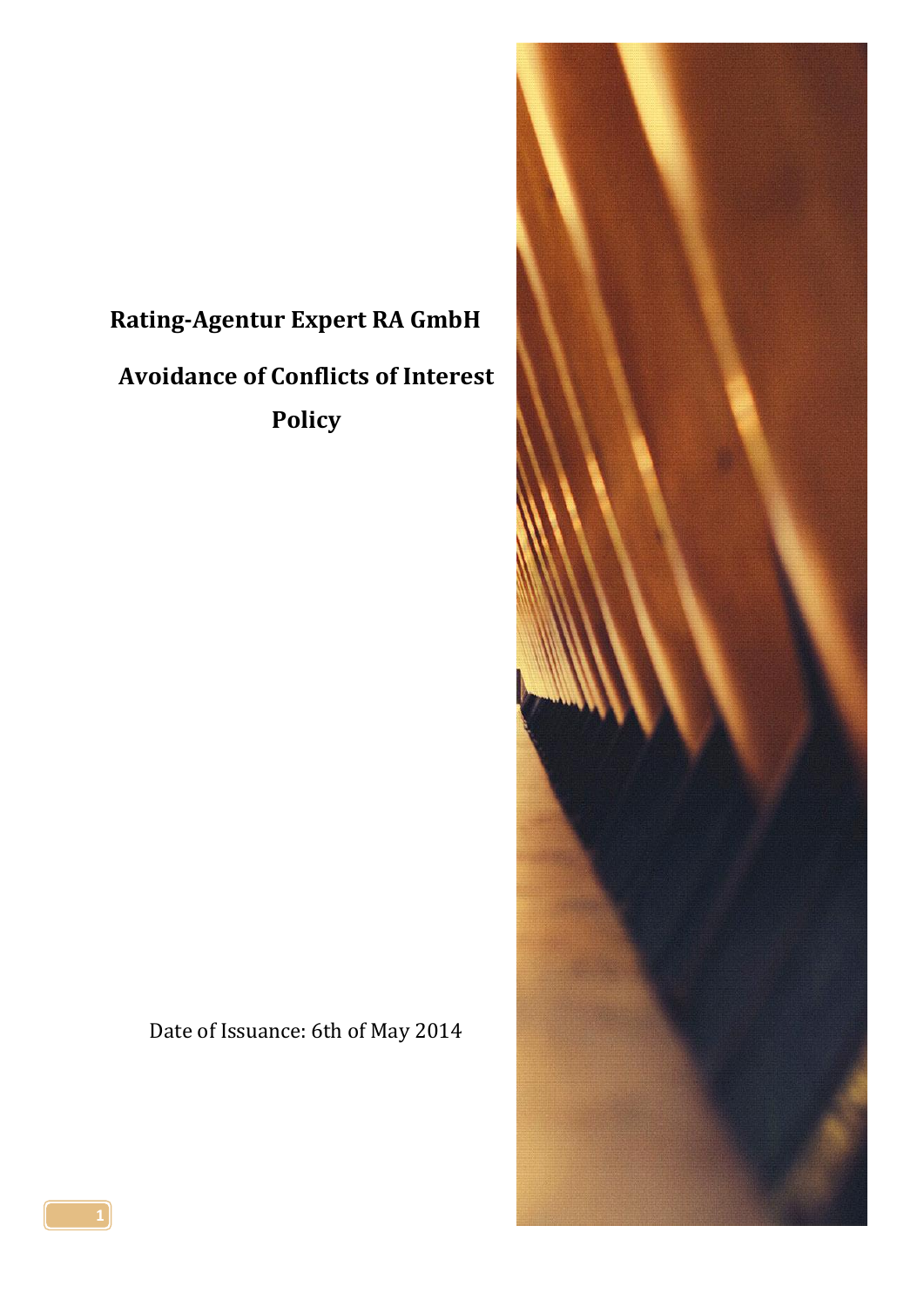# Rating-Agentur Expert RA GmbH

# Avoidance of Conflicts of Interest Policy

Date of Issuance: 6th of May 2014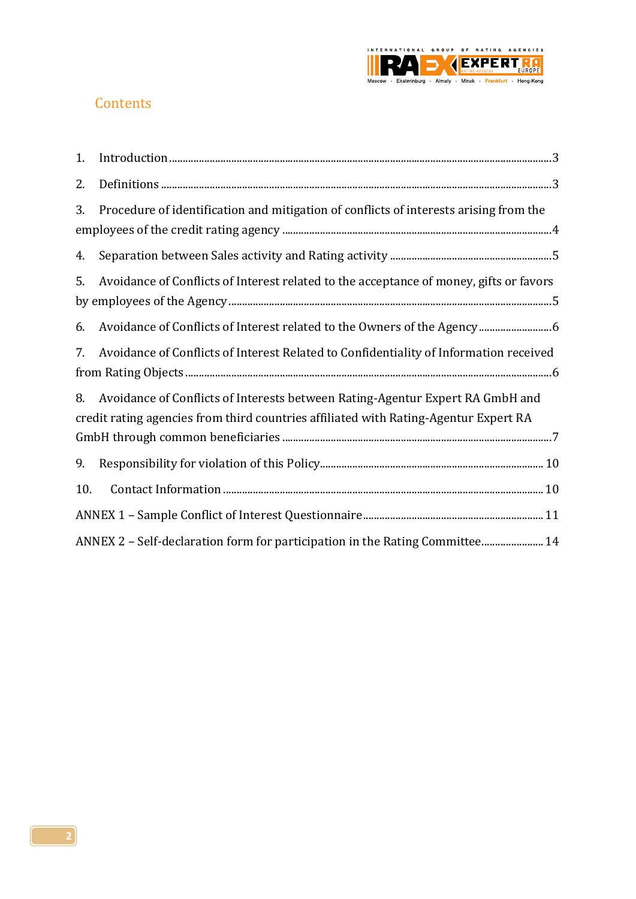## Contents

1. Introduction ... 3
2. Definitions ... 3
3. Procedure of identification and mitigation of conflicts of interests arising from the employees of the credit rating agency ... 4
4. Separation between Sales activity and Rating activity ... 5
5. Avoidance of Conflicts of Interest related to the acceptance of money, gifts or favors by employees of the Agency ... 5
6. Avoidance of Conflicts of Interest related to the Owners of the Agency ... 6
7. Avoidance of Conflicts of Interest Related to Confidentiality of Information received from Rating Objects ... 6
8. Avoidance of Conflicts of Interests between Rating-Agentur Expert RA GmbH and credit rating agencies from third countries affiliated with Rating-Agentur Expert RA GmbH through common beneficiaries ... 7
9. Responsibility for violation of this Policy ... 10
10. Contact Information ... 10

ANNEX 1 – Sample Conflict of Interest Questionnaire ... 11

ANNEX 2 – Self-declaration form for participation in the Rating Committee ... 14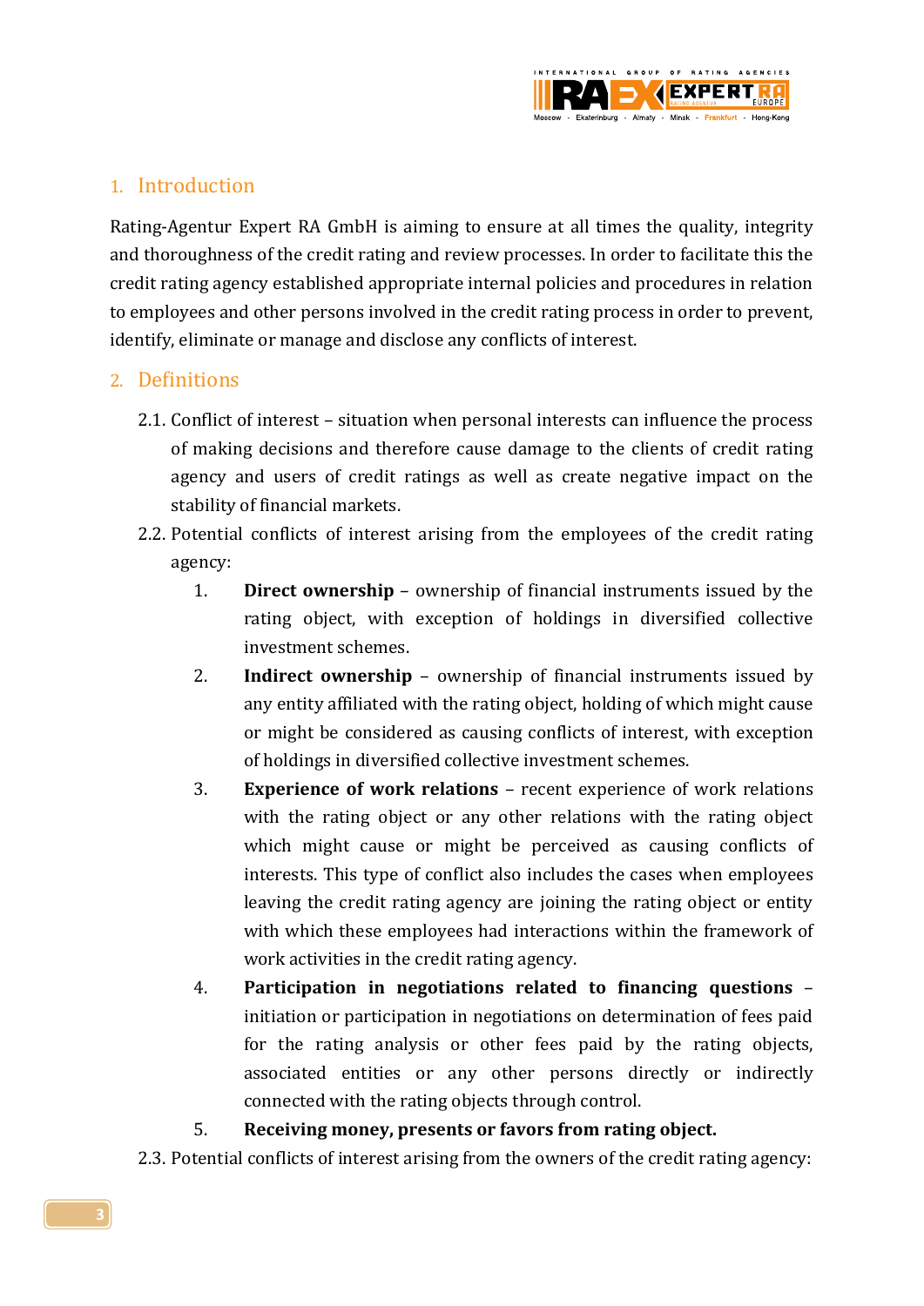## 1. Introduction

Rating-Agentur Expert RA GmbH is aiming to ensure at all times the quality, integrity and thoroughness of the credit rating and review processes. In order to facilitate this the credit rating agency established appropriate internal policies and procedures in relation to employees and other persons involved in the credit rating process in order to prevent, identify, eliminate or manage and disclose any conflicts of interest.

## 2. Definitions

2.1. Conflict of interest – situation when personal interests can influence the process of making decisions and therefore cause damage to the clients of credit rating agency and users of credit ratings as well as create negative impact on the stability of financial markets.

2.2. Potential conflicts of interest arising from the employees of the credit rating agency:

1. **Direct ownership** – ownership of financial instruments issued by the rating object, with exception of holdings in diversified collective investment schemes.
2. **Indirect ownership** – ownership of financial instruments issued by any entity affiliated with the rating object, holding of which might cause or might be considered as causing conflicts of interest, with exception of holdings in diversified collective investment schemes.
3. **Experience of work relations** – recent experience of work relations with the rating object or any other relations with the rating object which might cause or might be perceived as causing conflicts of interests. This type of conflict also includes the cases when employees leaving the credit rating agency are joining the rating object or entity with which these employees had interactions within the framework of work activities in the credit rating agency.
4. **Participation in negotiations related to financing questions** – initiation or participation in negotiations on determination of fees paid for the rating analysis or other fees paid by the rating objects, associated entities or any other persons directly or indirectly connected with the rating objects through control.
5. **Receiving money, presents or favors from rating object.**

2.3. Potential conflicts of interest arising from the owners of the credit rating agency: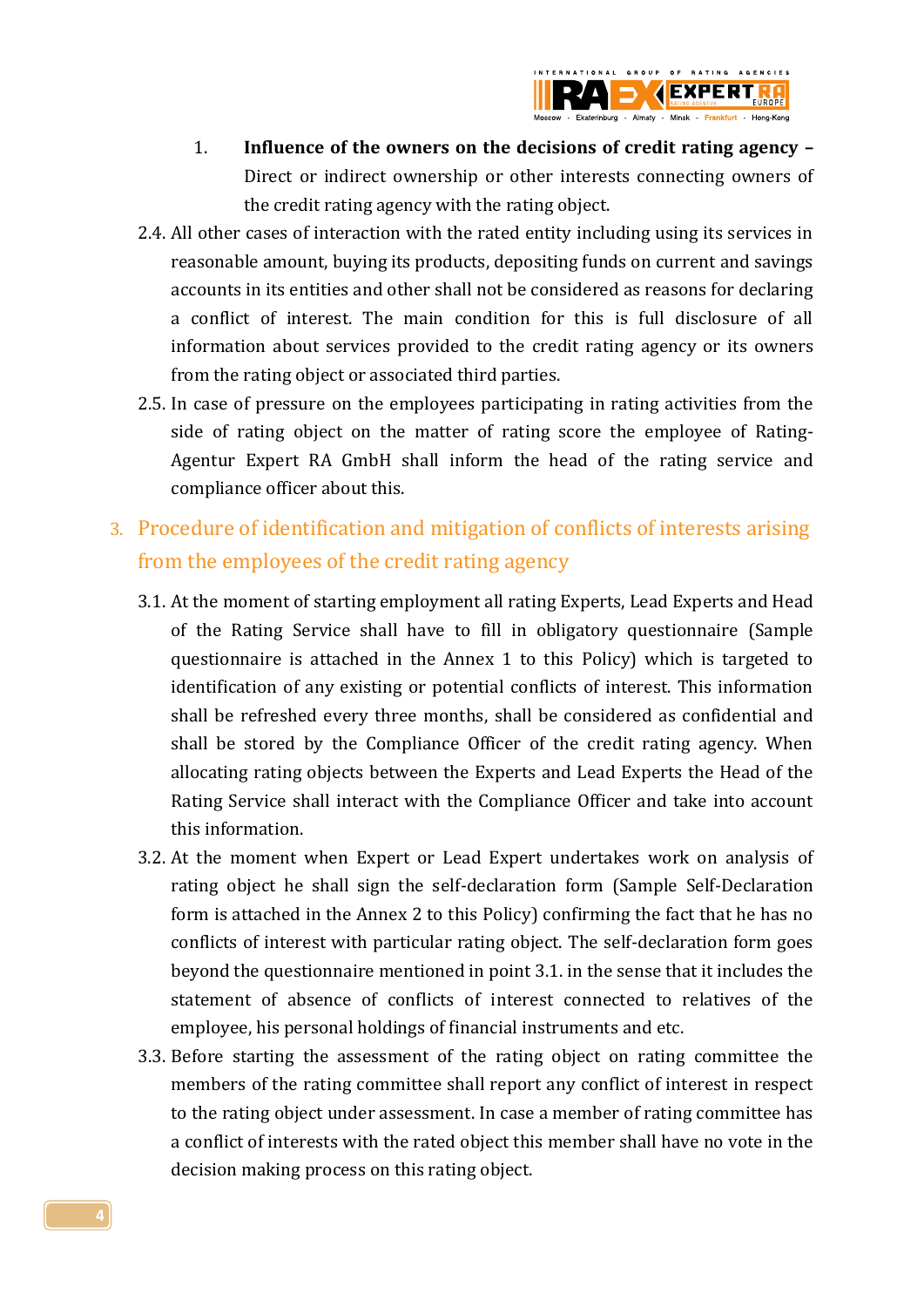1. **Influence of the owners on the decisions of credit rating agency –** Direct or indirect ownership or other interests connecting owners of the credit rating agency with the rating object.

2.4. All other cases of interaction with the rated entity including using its services in reasonable amount, buying its products, depositing funds on current and savings accounts in its entities and other shall not be considered as reasons for declaring a conflict of interest. The main condition for this is full disclosure of all information about services provided to the credit rating agency or its owners from the rating object or associated third parties.

2.5. In case of pressure on the employees participating in rating activities from the side of rating object on the matter of rating score the employee of Rating-Agentur Expert RA GmbH shall inform the head of the rating service and compliance officer about this.

## 3. Procedure of identification and mitigation of conflicts of interests arising from the employees of the credit rating agency

3.1. At the moment of starting employment all rating Experts, Lead Experts and Head of the Rating Service shall have to fill in obligatory questionnaire (Sample questionnaire is attached in the Annex 1 to this Policy) which is targeted to identification of any existing or potential conflicts of interest. This information shall be refreshed every three months, shall be considered as confidential and shall be stored by the Compliance Officer of the credit rating agency. When allocating rating objects between the Experts and Lead Experts the Head of the Rating Service shall interact with the Compliance Officer and take into account this information.

3.2. At the moment when Expert or Lead Expert undertakes work on analysis of rating object he shall sign the self-declaration form (Sample Self-Declaration form is attached in the Annex 2 to this Policy) confirming the fact that he has no conflicts of interest with particular rating object. The self-declaration form goes beyond the questionnaire mentioned in point 3.1. in the sense that it includes the statement of absence of conflicts of interest connected to relatives of the employee, his personal holdings of financial instruments and etc.

3.3. Before starting the assessment of the rating object on rating committee the members of the rating committee shall report any conflict of interest in respect to the rating object under assessment. In case a member of rating committee has a conflict of interests with the rated object this member shall have no vote in the decision making process on this rating object.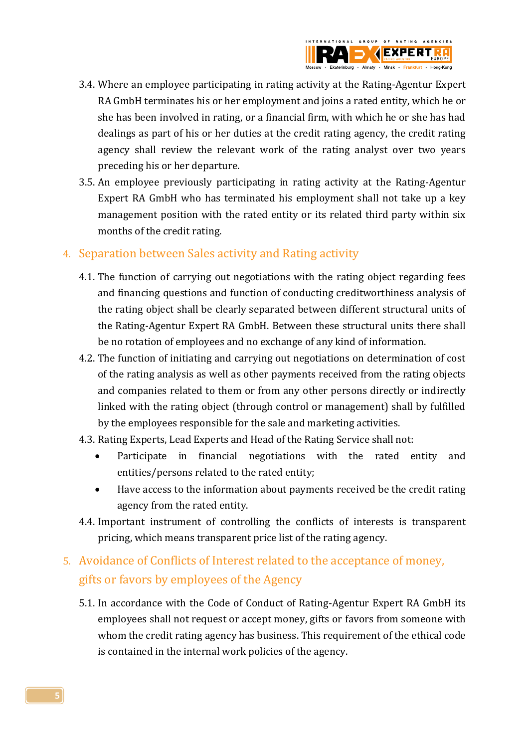3.4. Where an employee participating in rating activity at the Rating-Agentur Expert RA GmbH terminates his or her employment and joins a rated entity, which he or she has been involved in rating, or a financial firm, with which he or she has had dealings as part of his or her duties at the credit rating agency, the credit rating agency shall review the relevant work of the rating analyst over two years preceding his or her departure.

3.5. An employee previously participating in rating activity at the Rating-Agentur Expert RA GmbH who has terminated his employment shall not take up a key management position with the rated entity or its related third party within six months of the credit rating.

## 4. Separation between Sales activity and Rating activity

4.1. The function of carrying out negotiations with the rating object regarding fees and financing questions and function of conducting creditworthiness analysis of the rating object shall be clearly separated between different structural units of the Rating-Agentur Expert RA GmbH. Between these structural units there shall be no rotation of employees and no exchange of any kind of information.

4.2. The function of initiating and carrying out negotiations on determination of cost of the rating analysis as well as other payments received from the rating objects and companies related to them or from any other persons directly or indirectly linked with the rating object (through control or management) shall by fulfilled by the employees responsible for the sale and marketing activities.

4.3. Rating Experts, Lead Experts and Head of the Rating Service shall not:

- Participate in financial negotiations with the rated entity and entities/persons related to the rated entity;
- Have access to the information about payments received be the credit rating agency from the rated entity.

4.4. Important instrument of controlling the conflicts of interests is transparent pricing, which means transparent price list of the rating agency.

## 5. Avoidance of Conflicts of Interest related to the acceptance of money, gifts or favors by employees of the Agency

5.1. In accordance with the Code of Conduct of Rating-Agentur Expert RA GmbH its employees shall not request or accept money, gifts or favors from someone with whom the credit rating agency has business. This requirement of the ethical code is contained in the internal work policies of the agency.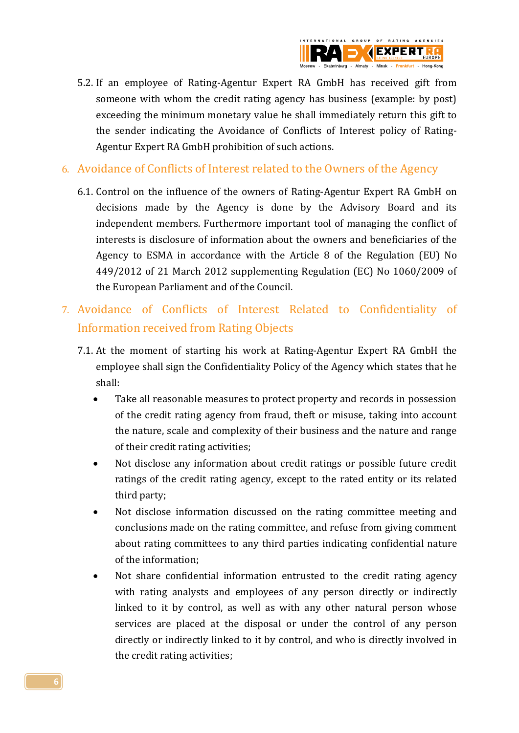5.2. If an employee of Rating-Agentur Expert RA GmbH has received gift from someone with whom the credit rating agency has business (example: by post) exceeding the minimum monetary value he shall immediately return this gift to the sender indicating the Avoidance of Conflicts of Interest policy of Rating-Agentur Expert RA GmbH prohibition of such actions.

## 6. Avoidance of Conflicts of Interest related to the Owners of the Agency

6.1. Control on the influence of the owners of Rating-Agentur Expert RA GmbH on decisions made by the Agency is done by the Advisory Board and its independent members. Furthermore important tool of managing the conflict of interests is disclosure of information about the owners and beneficiaries of the Agency to ESMA in accordance with the Article 8 of the Regulation (EU) No 449/2012 of 21 March 2012 supplementing Regulation (EC) No 1060/2009 of the European Parliament and of the Council.

## 7. Avoidance of Conflicts of Interest Related to Confidentiality of Information received from Rating Objects

7.1. At the moment of starting his work at Rating-Agentur Expert RA GmbH the employee shall sign the Confidentiality Policy of the Agency which states that he shall:

- Take all reasonable measures to protect property and records in possession of the credit rating agency from fraud, theft or misuse, taking into account the nature, scale and complexity of their business and the nature and range of their credit rating activities;
- Not disclose any information about credit ratings or possible future credit ratings of the credit rating agency, except to the rated entity or its related third party;
- Not disclose information discussed on the rating committee meeting and conclusions made on the rating committee, and refuse from giving comment about rating committees to any third parties indicating confidential nature of the information;
- Not share confidential information entrusted to the credit rating agency with rating analysts and employees of any person directly or indirectly linked to it by control, as well as with any other natural person whose services are placed at the disposal or under the control of any person directly or indirectly linked to it by control, and who is directly involved in the credit rating activities;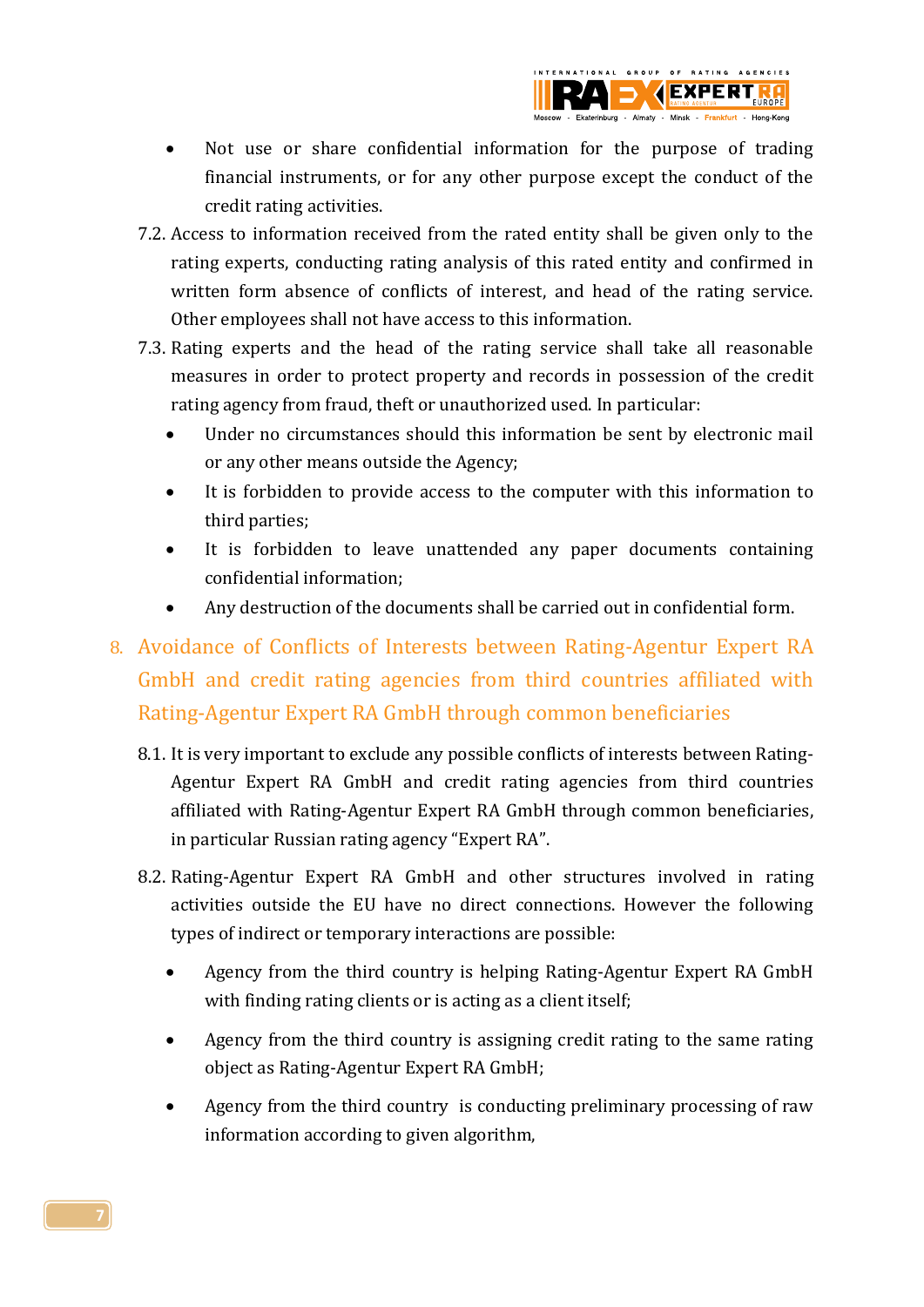- Not use or share confidential information for the purpose of trading financial instruments, or for any other purpose except the conduct of the credit rating activities.

7.2. Access to information received from the rated entity shall be given only to the rating experts, conducting rating analysis of this rated entity and confirmed in written form absence of conflicts of interest, and head of the rating service. Other employees shall not have access to this information.

7.3. Rating experts and the head of the rating service shall take all reasonable measures in order to protect property and records in possession of the credit rating agency from fraud, theft or unauthorized used. In particular:

- Under no circumstances should this information be sent by electronic mail or any other means outside the Agency;
- It is forbidden to provide access to the computer with this information to third parties;
- It is forbidden to leave unattended any paper documents containing confidential information;
- Any destruction of the documents shall be carried out in confidential form.

## 8. Avoidance of Conflicts of Interests between Rating-Agentur Expert RA GmbH and credit rating agencies from third countries affiliated with Rating-Agentur Expert RA GmbH through common beneficiaries

8.1. It is very important to exclude any possible conflicts of interests between Rating-Agentur Expert RA GmbH and credit rating agencies from third countries affiliated with Rating-Agentur Expert RA GmbH through common beneficiaries, in particular Russian rating agency "Expert RA".

8.2. Rating-Agentur Expert RA GmbH and other structures involved in rating activities outside the EU have no direct connections. However the following types of indirect or temporary interactions are possible:

- Agency from the third country is helping Rating-Agentur Expert RA GmbH with finding rating clients or is acting as a client itself;
- Agency from the third country is assigning credit rating to the same rating object as Rating-Agentur Expert RA GmbH;
- Agency from the third country is conducting preliminary processing of raw information according to given algorithm,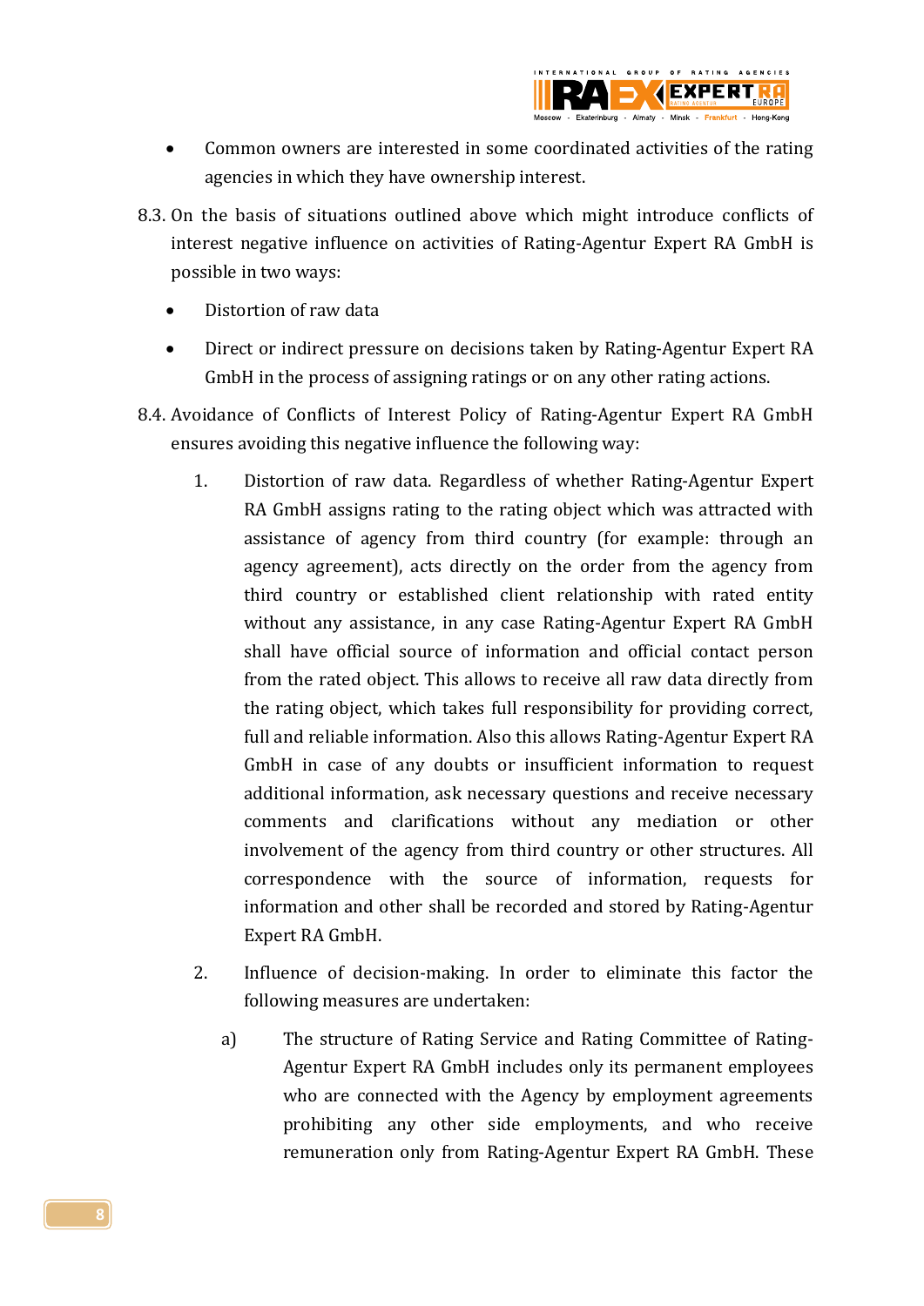- Common owners are interested in some coordinated activities of the rating agencies in which they have ownership interest.

8.3. On the basis of situations outlined above which might introduce conflicts of interest negative influence on activities of Rating-Agentur Expert RA GmbH is possible in two ways:

- Distortion of raw data
- Direct or indirect pressure on decisions taken by Rating-Agentur Expert RA GmbH in the process of assigning ratings or on any other rating actions.

8.4. Avoidance of Conflicts of Interest Policy of Rating-Agentur Expert RA GmbH ensures avoiding this negative influence the following way:

1. Distortion of raw data. Regardless of whether Rating-Agentur Expert RA GmbH assigns rating to the rating object which was attracted with assistance of agency from third country (for example: through an agency agreement), acts directly on the order from the agency from third country or established client relationship with rated entity without any assistance, in any case Rating-Agentur Expert RA GmbH shall have official source of information and official contact person from the rated object. This allows to receive all raw data directly from the rating object, which takes full responsibility for providing correct, full and reliable information. Also this allows Rating-Agentur Expert RA GmbH in case of any doubts or insufficient information to request additional information, ask necessary questions and receive necessary comments and clarifications without any mediation or other involvement of the agency from third country or other structures. All correspondence with the source of information, requests for information and other shall be recorded and stored by Rating-Agentur Expert RA GmbH.

2. Influence of decision-making. In order to eliminate this factor the following measures are undertaken:

   a) The structure of Rating Service and Rating Committee of Rating-Agentur Expert RA GmbH includes only its permanent employees who are connected with the Agency by employment agreements prohibiting any other side employments, and who receive remuneration only from Rating-Agentur Expert RA GmbH. These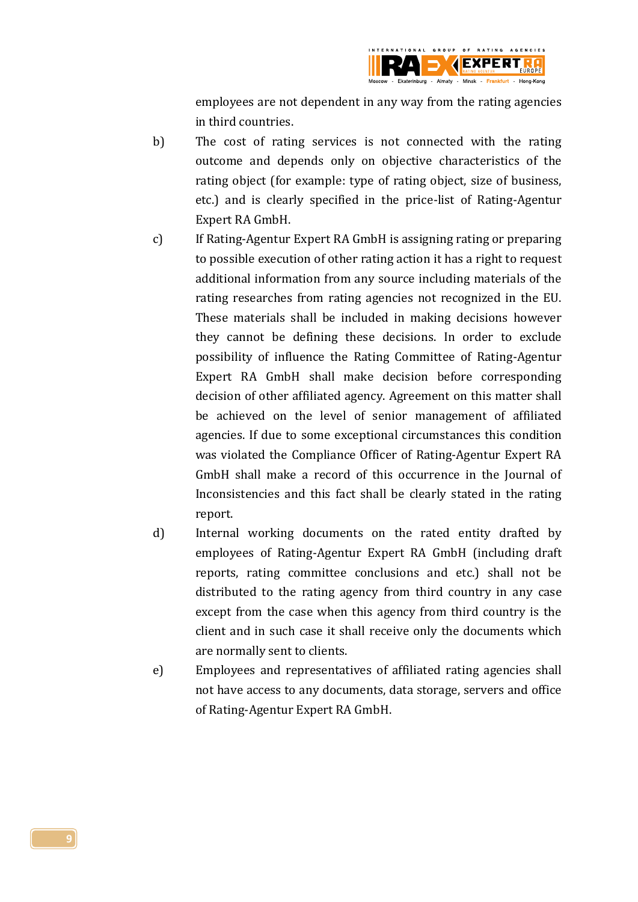employees are not dependent in any way from the rating agencies in third countries.

b) The cost of rating services is not connected with the rating outcome and depends only on objective characteristics of the rating object (for example: type of rating object, size of business, etc.) and is clearly specified in the price-list of Rating-Agentur Expert RA GmbH.

c) If Rating-Agentur Expert RA GmbH is assigning rating or preparing to possible execution of other rating action it has a right to request additional information from any source including materials of the rating researches from rating agencies not recognized in the EU. These materials shall be included in making decisions however they cannot be defining these decisions. In order to exclude possibility of influence the Rating Committee of Rating-Agentur Expert RA GmbH shall make decision before corresponding decision of other affiliated agency. Agreement on this matter shall be achieved on the level of senior management of affiliated agencies. If due to some exceptional circumstances this condition was violated the Compliance Officer of Rating-Agentur Expert RA GmbH shall make a record of this occurrence in the Journal of Inconsistencies and this fact shall be clearly stated in the rating report.

d) Internal working documents on the rated entity drafted by employees of Rating-Agentur Expert RA GmbH (including draft reports, rating committee conclusions and etc.) shall not be distributed to the rating agency from third country in any case except from the case when this agency from third country is the client and in such case it shall receive only the documents which are normally sent to clients.

e) Employees and representatives of affiliated rating agencies shall not have access to any documents, data storage, servers and office of Rating-Agentur Expert RA GmbH.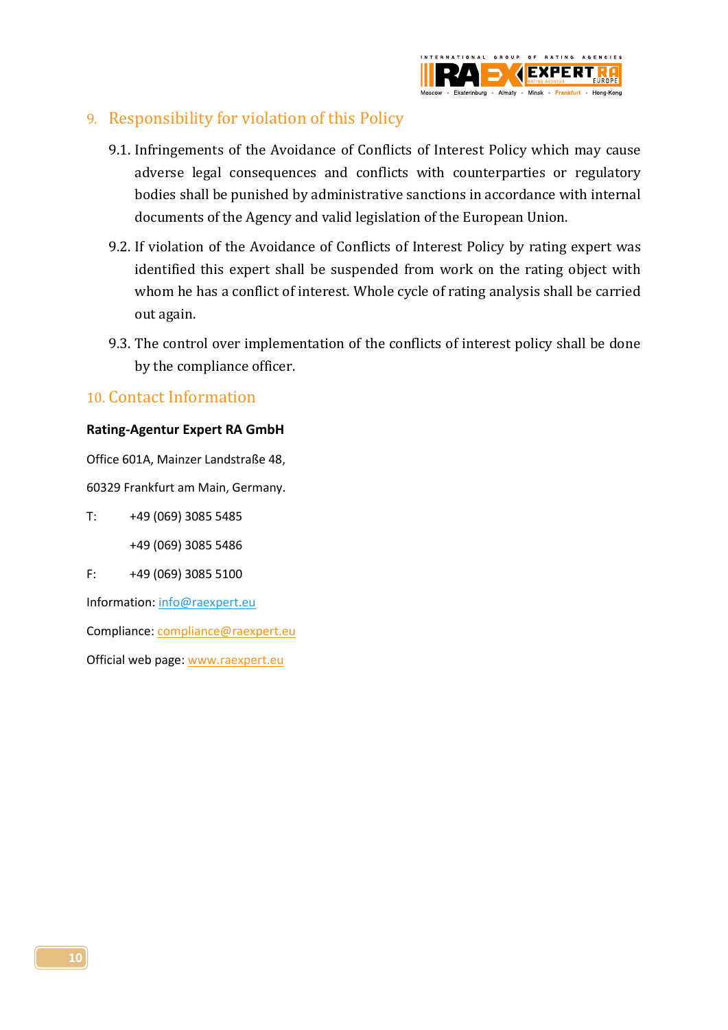## 9. Responsibility for violation of this Policy

9.1. Infringements of the Avoidance of Conflicts of Interest Policy which may cause adverse legal consequences and conflicts with counterparties or regulatory bodies shall be punished by administrative sanctions in accordance with internal documents of the Agency and valid legislation of the European Union.

9.2. If violation of the Avoidance of Conflicts of Interest Policy by rating expert was identified this expert shall be suspended from work on the rating object with whom he has a conflict of interest. Whole cycle of rating analysis shall be carried out again.

9.3. The control over implementation of the conflicts of interest policy shall be done by the compliance officer.

## 10. Contact Information

**Rating-Agentur Expert RA GmbH**

Office 601A, Mainzer Landstraße 48,

60329 Frankfurt am Main, Germany.

T: +49 (069) 3085 5485

+49 (069) 3085 5486

F: +49 (069) 3085 5100

Information: info@raexpert.eu

Compliance: compliance@raexpert.eu

Official web page: www.raexpert.eu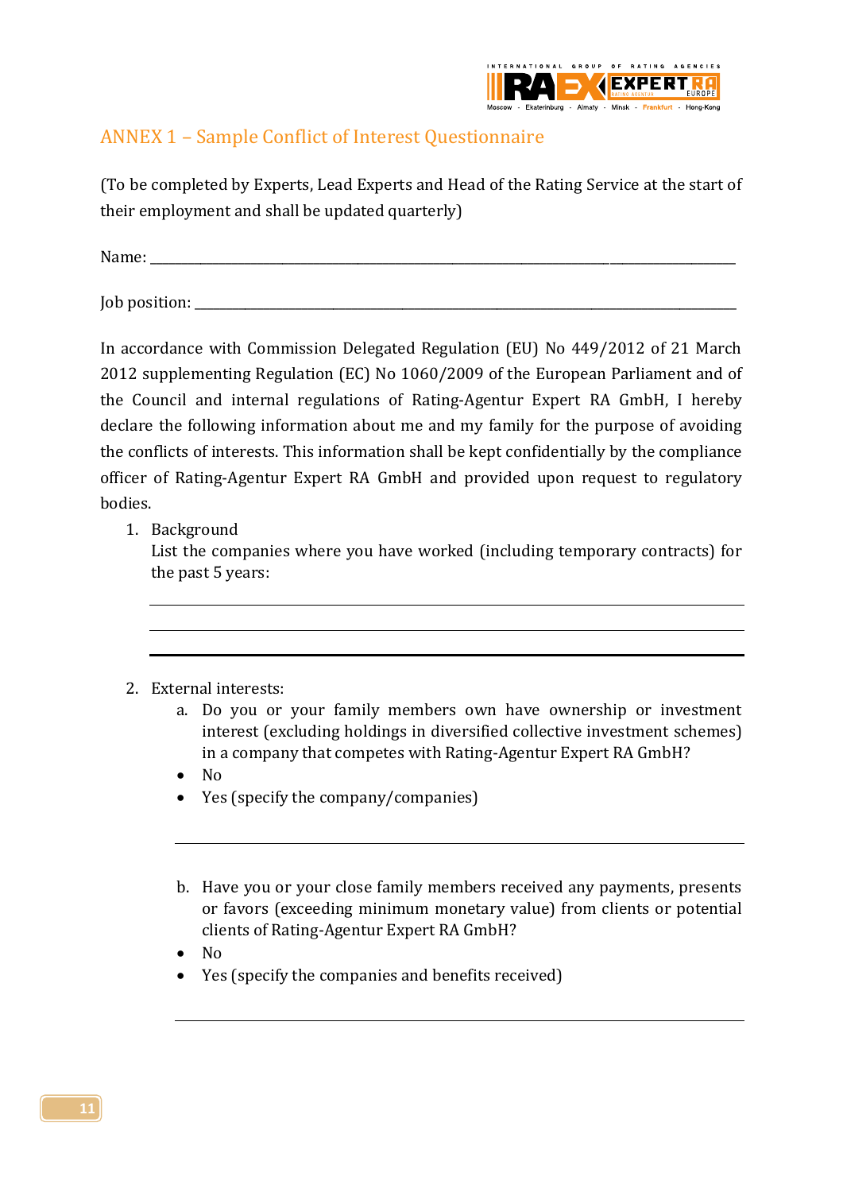## ANNEX 1 – Sample Conflict of Interest Questionnaire

(To be completed by Experts, Lead Experts and Head of the Rating Service at the start of their employment and shall be updated quarterly)

Name: ___________________________________________________________________________

Job position: ______________________________________________________________________

In accordance with Commission Delegated Regulation (EU) No 449/2012 of 21 March 2012 supplementing Regulation (EC) No 1060/2009 of the European Parliament and of the Council and internal regulations of Rating-Agentur Expert RA GmbH, I hereby declare the following information about me and my family for the purpose of avoiding the conflicts of interests. This information shall be kept confidentially by the compliance officer of Rating-Agentur Expert RA GmbH and provided upon request to regulatory bodies.

1. Background
   List the companies where you have worked (including temporary contracts) for the past 5 years:

   ___________________________________________________________________________

   ___________________________________________________________________________

   ___________________________________________________________________________

2. External interests:
   a. Do you or your family members own have ownership or investment interest (excluding holdings in diversified collective investment schemes) in a company that competes with Rating-Agentur Expert RA GmbH?
      - No
      - Yes (specify the company/companies)

      ___________________________________________________________________________

   b. Have you or your close family members received any payments, presents or favors (exceeding minimum monetary value) from clients or potential clients of Rating-Agentur Expert RA GmbH?
      - No
      - Yes (specify the companies and benefits received)

      ___________________________________________________________________________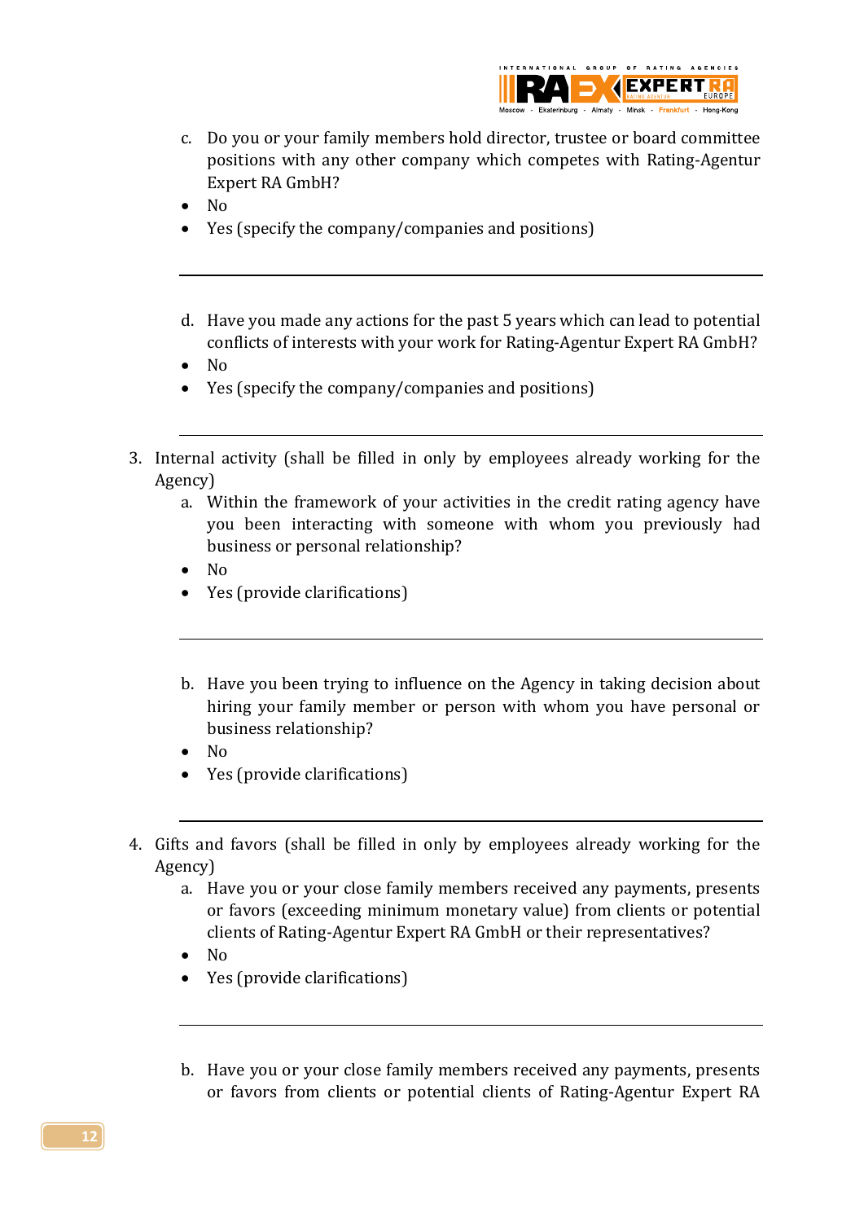c. Do you or your family members hold director, trustee or board committee positions with any other company which competes with Rating-Agentur Expert RA GmbH?

- No
- Yes (specify the company/companies and positions)

---

d. Have you made any actions for the past 5 years which can lead to potential conflicts of interests with your work for Rating-Agentur Expert RA GmbH?

- No
- Yes (specify the company/companies and positions)

---

3. Internal activity (shall be filled in only by employees already working for the Agency)

a. Within the framework of your activities in the credit rating agency have you been interacting with someone with whom you previously had business or personal relationship?

- No
- Yes (provide clarifications)

---

b. Have you been trying to influence on the Agency in taking decision about hiring your family member or person with whom you have personal or business relationship?

- No
- Yes (provide clarifications)

---

4. Gifts and favors (shall be filled in only by employees already working for the Agency)

a. Have you or your close family members received any payments, presents or favors (exceeding minimum monetary value) from clients or potential clients of Rating-Agentur Expert RA GmbH or their representatives?

- No
- Yes (provide clarifications)

---

b. Have you or your close family members received any payments, presents or favors from clients or potential clients of Rating-Agentur Expert RA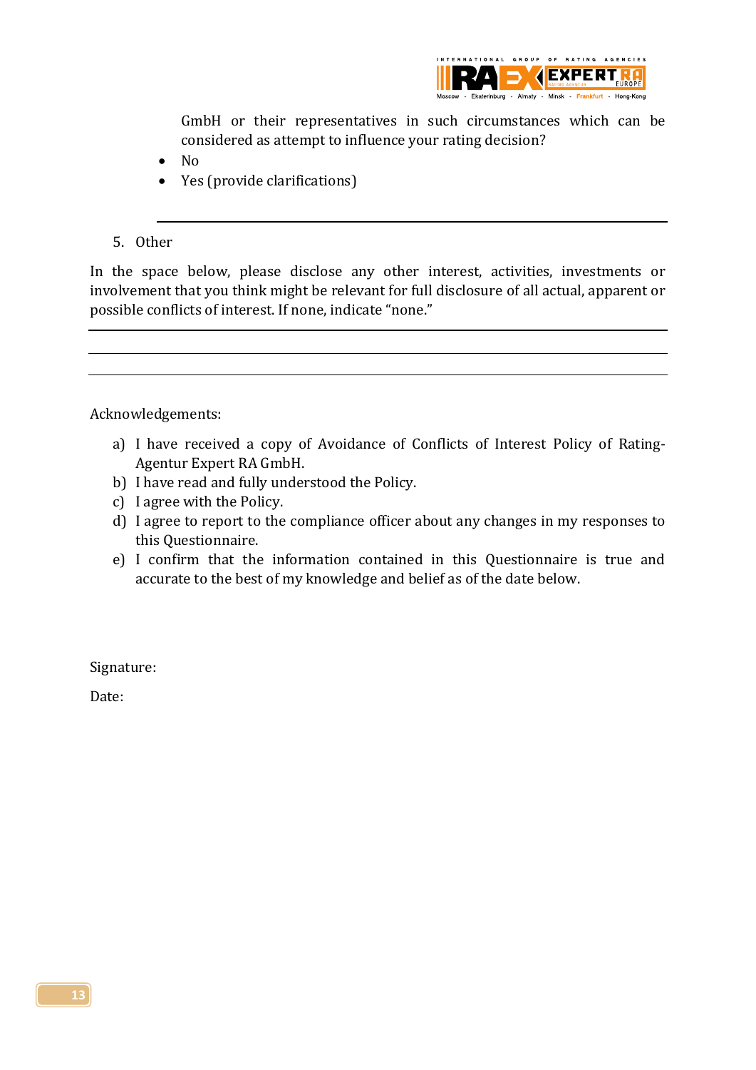GmbH or their representatives in such circumstances which can be considered as attempt to influence your rating decision?

- No
- Yes (provide clarifications)

---

5. Other

In the space below, please disclose any other interest, activities, investments or involvement that you think might be relevant for full disclosure of all actual, apparent or possible conflicts of interest. If none, indicate “none.”

---

---

---

Acknowledgements:

a) I have received a copy of Avoidance of Conflicts of Interest Policy of Rating-Agentur Expert RA GmbH.
b) I have read and fully understood the Policy.
c) I agree with the Policy.
d) I agree to report to the compliance officer about any changes in my responses to this Questionnaire.
e) I confirm that the information contained in this Questionnaire is true and accurate to the best of my knowledge and belief as of the date below.

Signature:

Date: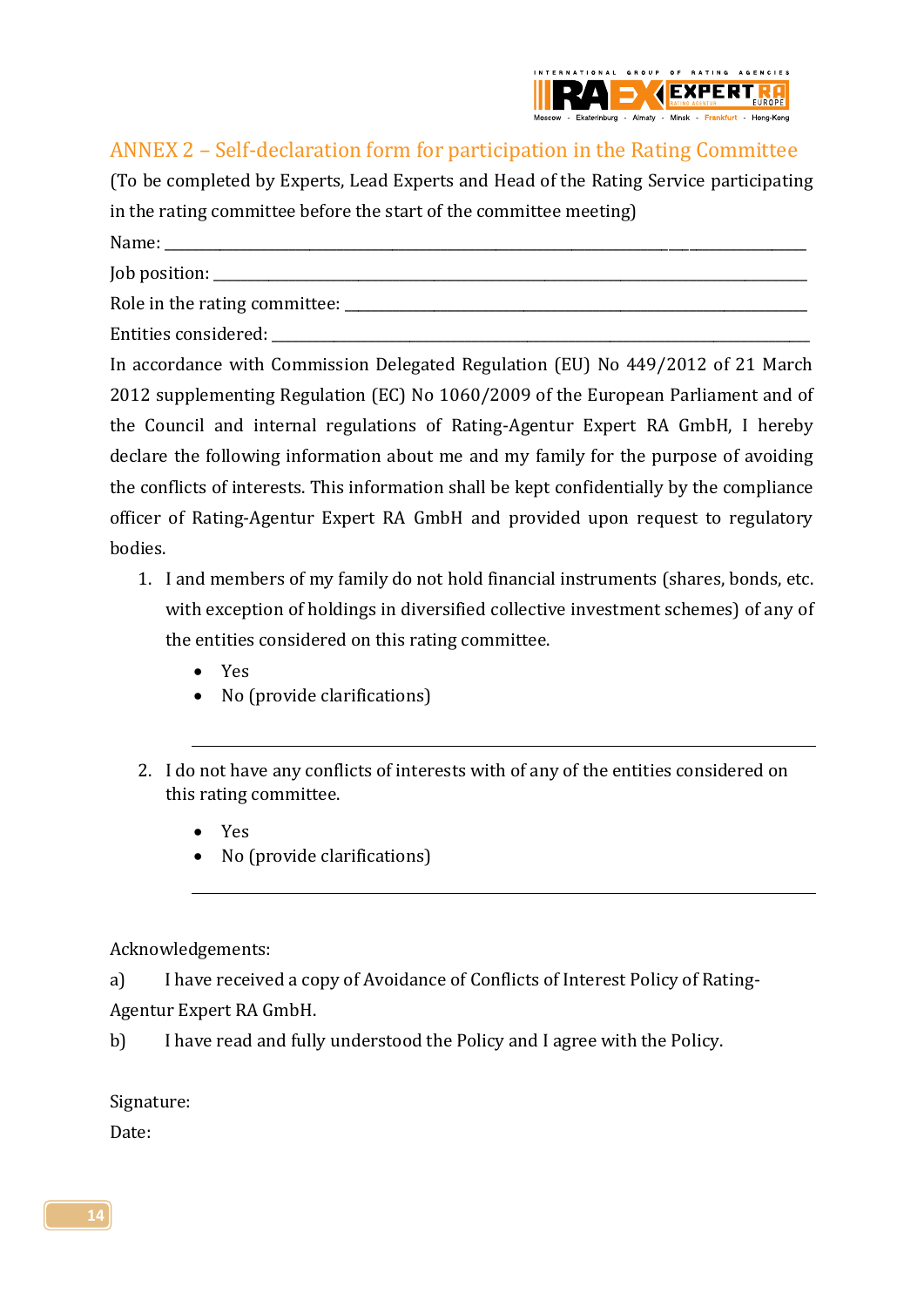## ANNEX 2 – Self-declaration form for participation in the Rating Committee

(To be completed by Experts, Lead Experts and Head of the Rating Service participating in the rating committee before the start of the committee meeting)

Name: ________________________________________________________________

Job position: ___________________________________________________________

Role in the rating committee: ____________________________________________

Entities considered: ____________________________________________________

In accordance with Commission Delegated Regulation (EU) No 449/2012 of 21 March 2012 supplementing Regulation (EC) No 1060/2009 of the European Parliament and of the Council and internal regulations of Rating-Agentur Expert RA GmbH, I hereby declare the following information about me and my family for the purpose of avoiding the conflicts of interests. This information shall be kept confidentially by the compliance officer of Rating-Agentur Expert RA GmbH and provided upon request to regulatory bodies.

1. I and members of my family do not hold financial instruments (shares, bonds, etc. with exception of holdings in diversified collective investment schemes) of any of the entities considered on this rating committee.
   - Yes
   - No (provide clarifications)

   ______________________________________________________________

2. I do not have any conflicts of interests with of any of the entities considered on this rating committee.
   - Yes
   - No (provide clarifications)

   ______________________________________________________________

Acknowledgements:

a) I have received a copy of Avoidance of Conflicts of Interest Policy of Rating-Agentur Expert RA GmbH.

b) I have read and fully understood the Policy and I agree with the Policy.

Signature:

Date: